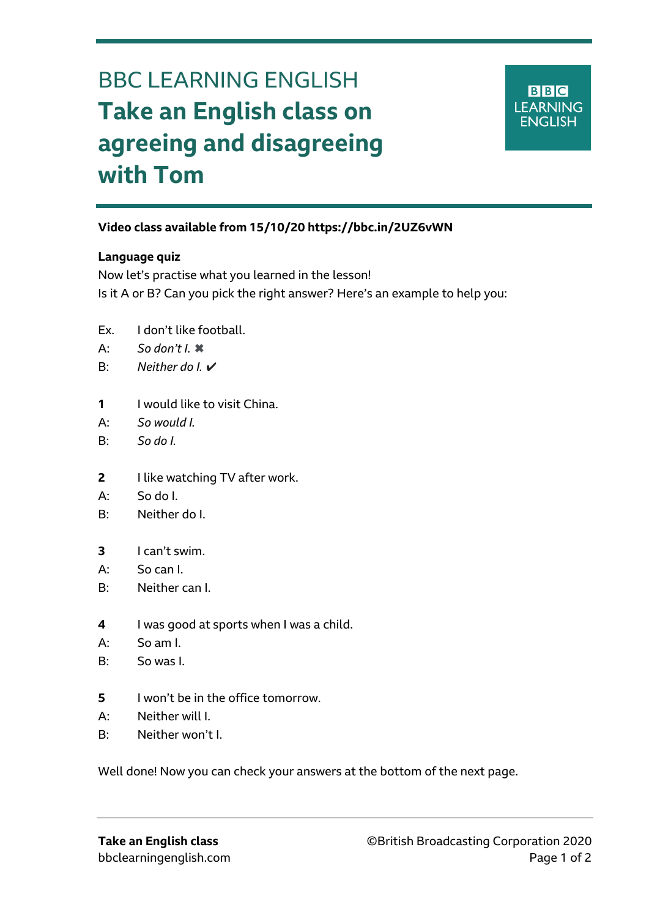# BBC LEARNING ENGLISH
# Take an English class on agreeing and disagreeing with Tom

**Video class available from 15/10/20 https://bbc.in/2UZ6vWN**

**Language quiz**

Now let's practise what you learned in the lesson!
Is it A or B? Can you pick the right answer? Here's an example to help you:

Ex. I don't like football.
A: *So don't I.* ✖
B: *Neither do I.* ✔

**1** I would like to visit China.
A: *So would I.*
B: *So do I.*

**2** I like watching TV after work.
A: So do I.
B: Neither do I.

**3** I can't swim.
A: So can I.
B: Neither can I.

**4** I was good at sports when I was a child.
A: So am I.
B: So was I.

**5** I won't be in the office tomorrow.
A: Neither will I.
B: Neither won't I.

Well done! Now you can check your answers at the bottom of the next page.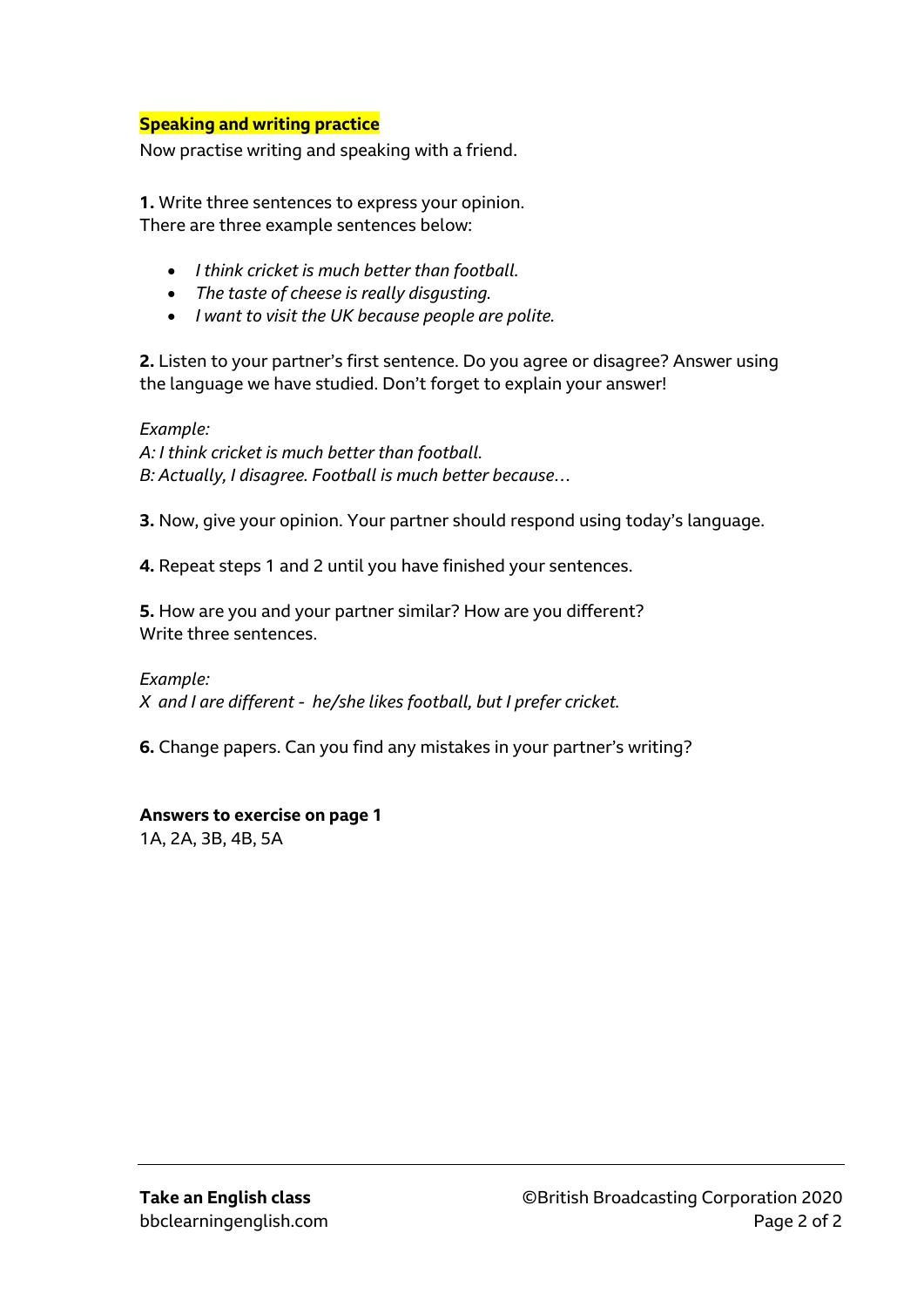**Speaking and writing practice**

Now practise writing and speaking with a friend.

**1.** Write three sentences to express your opinion.
There are three example sentences below:

- *I think cricket is much better than football.*
- *The taste of cheese is really disgusting.*
- *I want to visit the UK because people are polite.*

**2.** Listen to your partner's first sentence. Do you agree or disagree? Answer using the language we have studied. Don't forget to explain your answer!

*Example:*
*A: I think cricket is much better than football.*
*B: Actually, I disagree. Football is much better because…*

**3.** Now, give your opinion. Your partner should respond using today's language.

**4.** Repeat steps 1 and 2 until you have finished your sentences.

**5.** How are you and your partner similar? How are you different?
Write three sentences.

*Example:*
*X and I are different - he/she likes football, but I prefer cricket.*

**6.** Change papers. Can you find any mistakes in your partner's writing?

**Answers to exercise on page 1**
1A, 2A, 3B, 4B, 5A